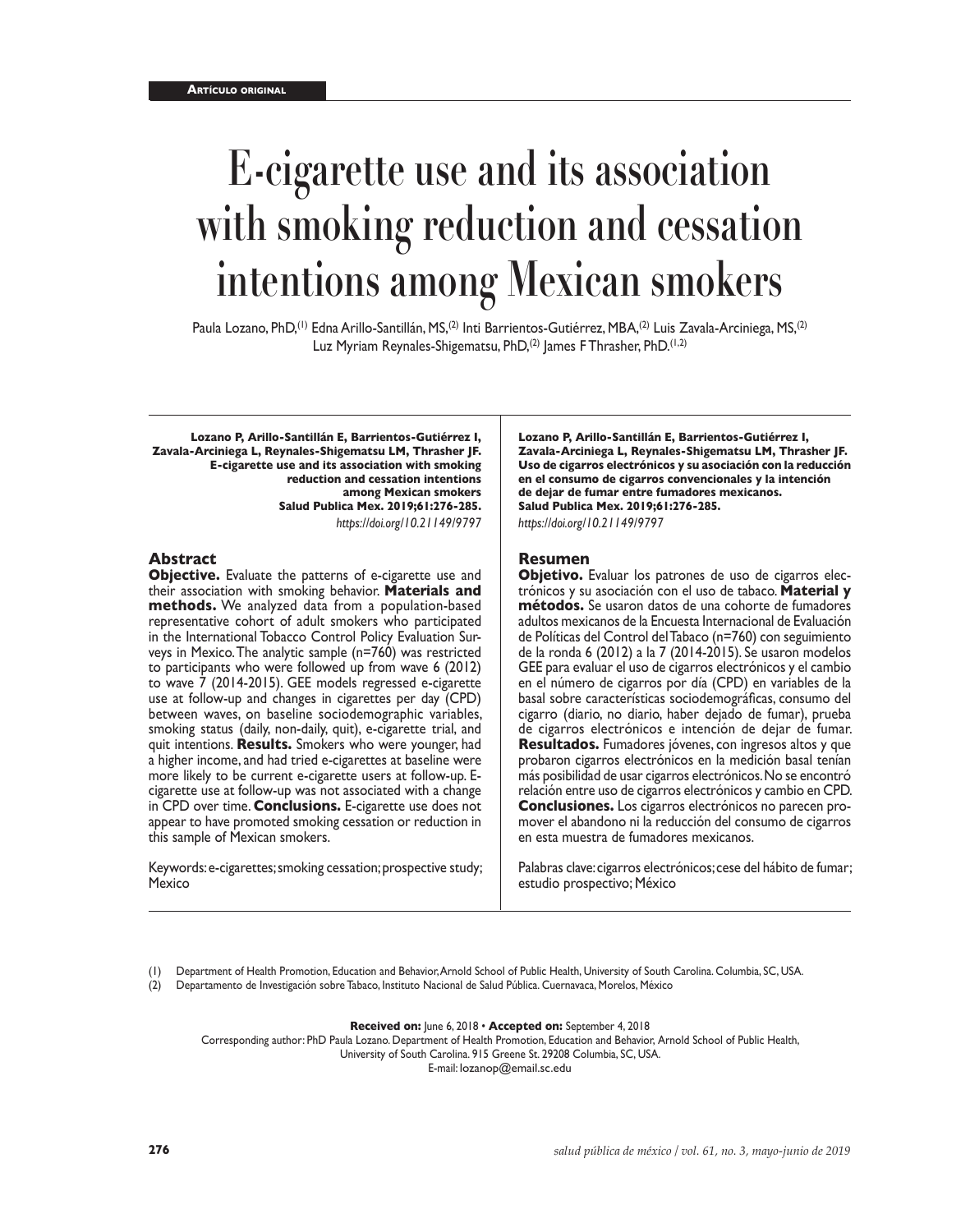Artículo original

# E-cigarette use and its association with smoking reduction and cessation intentions among Mexican smokers

Paula Lozano, PhD,[1] Edna Arillo-Santillán, MS,[2] Inti Barrientos-Gutiérrez, MBA,[2] Luis Zavala-Arciniega, MS,[2] Luz Myriam Reynales-Shigematsu, PhD,[2] James F Thrasher, PhD.[1,2]

**Lozano P, Arillo-Santillán E, Barrientos-Gutiérrez I, Zavala-Arciniega L, Reynales-Shigematsu LM, Thrasher JF. E-cigarette use and its association with smoking reduction and cessation intentions among Mexican smokers Salud Publica Mex. 2019;61:276-285.**
*https://doi.org/10.21149/9797*

## Abstract

**Objective.** Evaluate the patterns of e-cigarette use and their association with smoking behavior. **Materials and methods.** We analyzed data from a population-based representative cohort of adult smokers who participated in the International Tobacco Control Policy Evaluation Surveys in Mexico. The analytic sample (n=760) was restricted to participants who were followed up from wave 6 (2012) to wave 7 (2014-2015). GEE models regressed e-cigarette use at follow-up and changes in cigarettes per day (CPD) between waves, on baseline sociodemographic variables, smoking status (daily, non-daily, quit), e-cigarette trial, and quit intentions. **Results.** Smokers who were younger, had a higher income, and had tried e-cigarettes at baseline were more likely to be current e-cigarette users at follow-up. E-cigarette use at follow-up was not associated with a change in CPD over time. **Conclusions.** E-cigarette use does not appear to have promoted smoking cessation or reduction in this sample of Mexican smokers.

Keywords: e-cigarettes; smoking cessation; prospective study; Mexico

**Lozano P, Arillo-Santillán E, Barrientos-Gutiérrez I, Zavala-Arciniega L, Reynales-Shigematsu LM, Thrasher JF. Uso de cigarros electrónicos y su asociación con la reducción en el consumo de cigarros convencionales y la intención de dejar de fumar entre fumadores mexicanos. Salud Publica Mex. 2019;61:276-285.**
*https://doi.org/10.21149/9797*

## Resumen

**Objetivo.** Evaluar los patrones de uso de cigarros electrónicos y su asociación con el uso de tabaco. **Material y métodos.** Se usaron datos de una cohorte de fumadores adultos mexicanos de la Encuesta Internacional de Evaluación de Políticas del Control del Tabaco (n=760) con seguimiento de la ronda 6 (2012) a la 7 (2014-2015). Se usaron modelos GEE para evaluar el uso de cigarros electrónicos y el cambio en el número de cigarros por día (CPD) en variables de la basal sobre características sociodemográficas, consumo del cigarro (diario, no diario, haber dejado de fumar), prueba de cigarros electrónicos e intención de dejar de fumar. **Resultados.** Fumadores jóvenes, con ingresos altos y que probaron cigarros electrónicos en la medición basal tenían más posibilidad de usar cigarros electrónicos. No se encontró relación entre uso de cigarros electrónicos y cambio en CPD. **Conclusiones.** Los cigarros electrónicos no parecen promover el abandono ni la reducción del consumo de cigarros en esta muestra de fumadores mexicanos.

Palabras clave: cigarros electrónicos; cese del hábito de fumar; estudio prospectivo; México

(1) Department of Health Promotion, Education and Behavior, Arnold School of Public Health, University of South Carolina. Columbia, SC, USA.
(2) Departamento de Investigación sobre Tabaco, Instituto Nacional de Salud Pública. Cuernavaca, Morelos, México

**Received on:** June 6, 2018 • **Accepted on:** September 4, 2018
Corresponding author: PhD Paula Lozano. Department of Health Promotion, Education and Behavior, Arnold School of Public Health, University of South Carolina. 915 Greene St. 29208 Columbia, SC, USA.
E-mail: lozanop@email.sc.edu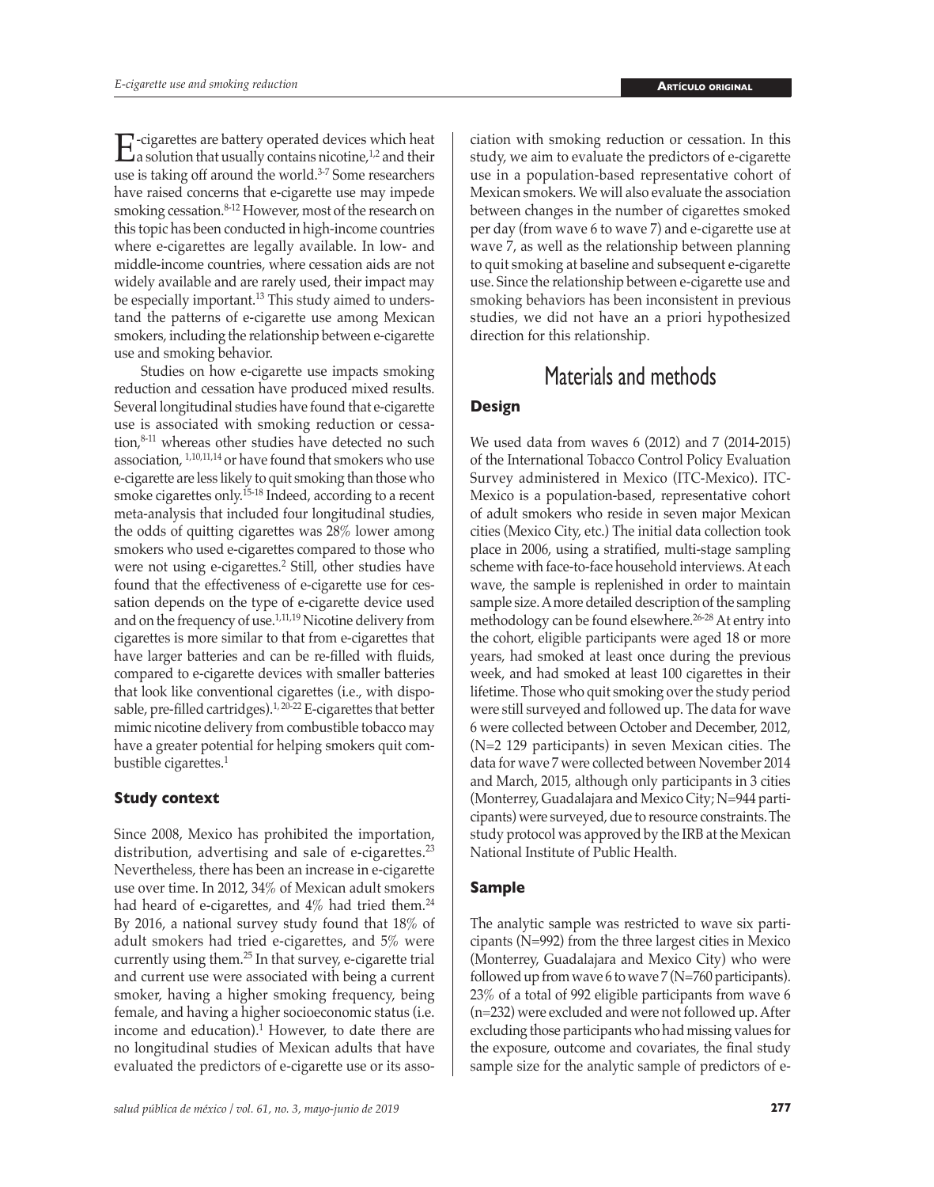E-cigarettes are battery operated devices which heat a solution that usually contains nicotine,[1,2] and their use is taking off around the world.[3-7] Some researchers have raised concerns that e-cigarette use may impede smoking cessation.[8-12] However, most of the research on this topic has been conducted in high-income countries where e-cigarettes are legally available. In low- and middle-income countries, where cessation aids are not widely available and are rarely used, their impact may be especially important.[13] This study aimed to understand the patterns of e-cigarette use among Mexican smokers, including the relationship between e-cigarette use and smoking behavior.

Studies on how e-cigarette use impacts smoking reduction and cessation have produced mixed results. Several longitudinal studies have found that e-cigarette use is associated with smoking reduction or cessation,[8-11] whereas other studies have detected no such association, [1,10,11,14] or have found that smokers who use e-cigarette are less likely to quit smoking than those who smoke cigarettes only.[15-18] Indeed, according to a recent meta-analysis that included four longitudinal studies, the odds of quitting cigarettes was 28% lower among smokers who used e-cigarettes compared to those who were not using e-cigarettes.[2] Still, other studies have found that the effectiveness of e-cigarette use for cessation depends on the type of e-cigarette device used and on the frequency of use.[1,11,19] Nicotine delivery from cigarettes is more similar to that from e-cigarettes that have larger batteries and can be re-filled with fluids, compared to e-cigarette devices with smaller batteries that look like conventional cigarettes (i.e., with disposable, pre-filled cartridges).[1, 20-22] E-cigarettes that better mimic nicotine delivery from combustible tobacco may have a greater potential for helping smokers quit combustible cigarettes.[1]

### Study context

Since 2008, Mexico has prohibited the importation, distribution, advertising and sale of e-cigarettes.[23] Nevertheless, there has been an increase in e-cigarette use over time. In 2012, 34% of Mexican adult smokers had heard of e-cigarettes, and 4% had tried them.[24] By 2016, a national survey study found that 18% of adult smokers had tried e-cigarettes, and 5% were currently using them.[25] In that survey, e-cigarette trial and current use were associated with being a current smoker, having a higher smoking frequency, being female, and having a higher socioeconomic status (i.e. income and education).[1] However, to date there are no longitudinal studies of Mexican adults that have evaluated the predictors of e-cigarette use or its association with smoking reduction or cessation. In this study, we aim to evaluate the predictors of e-cigarette use in a population-based representative cohort of Mexican smokers. We will also evaluate the association between changes in the number of cigarettes smoked per day (from wave 6 to wave 7) and e-cigarette use at wave 7, as well as the relationship between planning to quit smoking at baseline and subsequent e-cigarette use. Since the relationship between e-cigarette use and smoking behaviors has been inconsistent in previous studies, we did not have an a priori hypothesized direction for this relationship.

## Materials and methods

### Design

We used data from waves 6 (2012) and 7 (2014-2015) of the International Tobacco Control Policy Evaluation Survey administered in Mexico (ITC-Mexico). ITC-Mexico is a population-based, representative cohort of adult smokers who reside in seven major Mexican cities (Mexico City, etc.) The initial data collection took place in 2006, using a stratified, multi-stage sampling scheme with face-to-face household interviews. At each wave, the sample is replenished in order to maintain sample size. A more detailed description of the sampling methodology can be found elsewhere.[26-28] At entry into the cohort, eligible participants were aged 18 or more years, had smoked at least once during the previous week, and had smoked at least 100 cigarettes in their lifetime. Those who quit smoking over the study period were still surveyed and followed up. The data for wave 6 were collected between October and December, 2012, (N=2 129 participants) in seven Mexican cities. The data for wave 7 were collected between November 2014 and March, 2015, although only participants in 3 cities (Monterrey, Guadalajara and Mexico City; N=944 participants) were surveyed, due to resource constraints. The study protocol was approved by the IRB at the Mexican National Institute of Public Health.

### Sample

The analytic sample was restricted to wave six participants (N=992) from the three largest cities in Mexico (Monterrey, Guadalajara and Mexico City) who were followed up from wave 6 to wave 7 (N=760 participants). 23% of a total of 992 eligible participants from wave 6 (n=232) were excluded and were not followed up. After excluding those participants who had missing values for the exposure, outcome and covariates, the final study sample size for the analytic sample of predictors of e-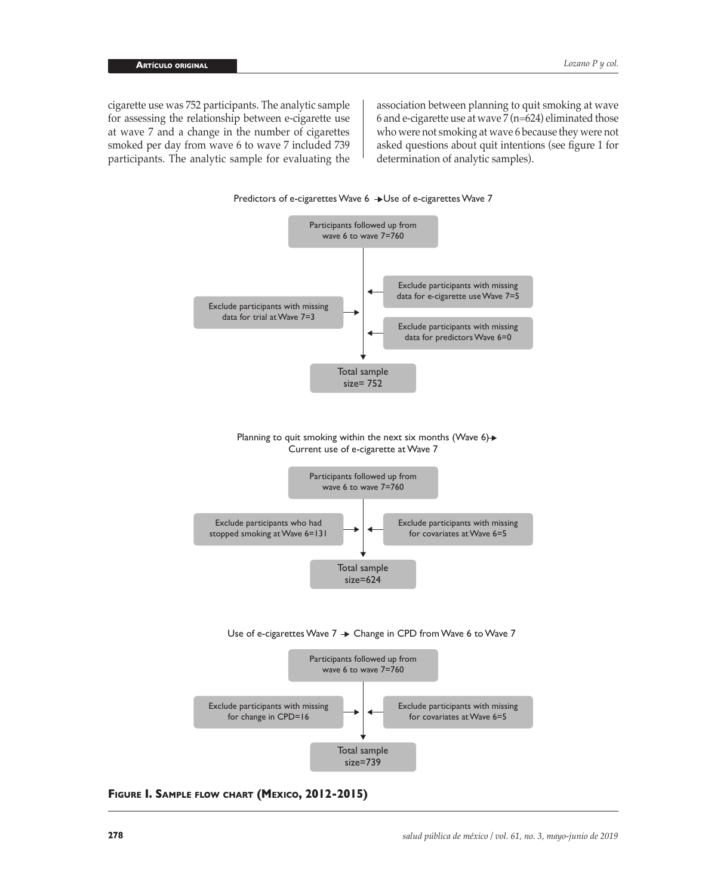cigarette use was 752 participants. The analytic sample for assessing the relationship between e-cigarette use at wave 7 and a change in the number of cigarettes smoked per day from wave 6 to wave 7 included 739 participants. The analytic sample for evaluating the association between planning to quit smoking at wave 6 and e-cigarette use at wave 7 (n=624) eliminated those who were not smoking at wave 6 because they were not asked questions about quit intentions (see figure 1 for determination of analytic samples).

Predictors of e-cigarettes Wave 6 → Use of e-cigarettes Wave 7

- Participants followed up from wave 6 to wave 7=760
- Exclude participants with missing data for e-cigarette use Wave 7=5
- Exclude participants with missing data for trial at Wave 7=3
- Exclude participants with missing data for predictors Wave 6=0
- Total sample size= 752

Planning to quit smoking within the next six months (Wave 6) → Current use of e-cigarette at Wave 7

- Participants followed up from wave 6 to wave 7=760
- Exclude participants who had stopped smoking at Wave 6=131
- Exclude participants with missing for covariates at Wave 6=5
- Total sample size=624

Use of e-cigarettes Wave 7 → Change in CPD from Wave 6 to Wave 7

- Participants followed up from wave 6 to wave 7=760
- Exclude participants with missing for change in CPD=16
- Exclude participants with missing for covariates at Wave 6=5
- Total sample size=739

**Figure 1. Sample flow chart (Mexico, 2012-2015)**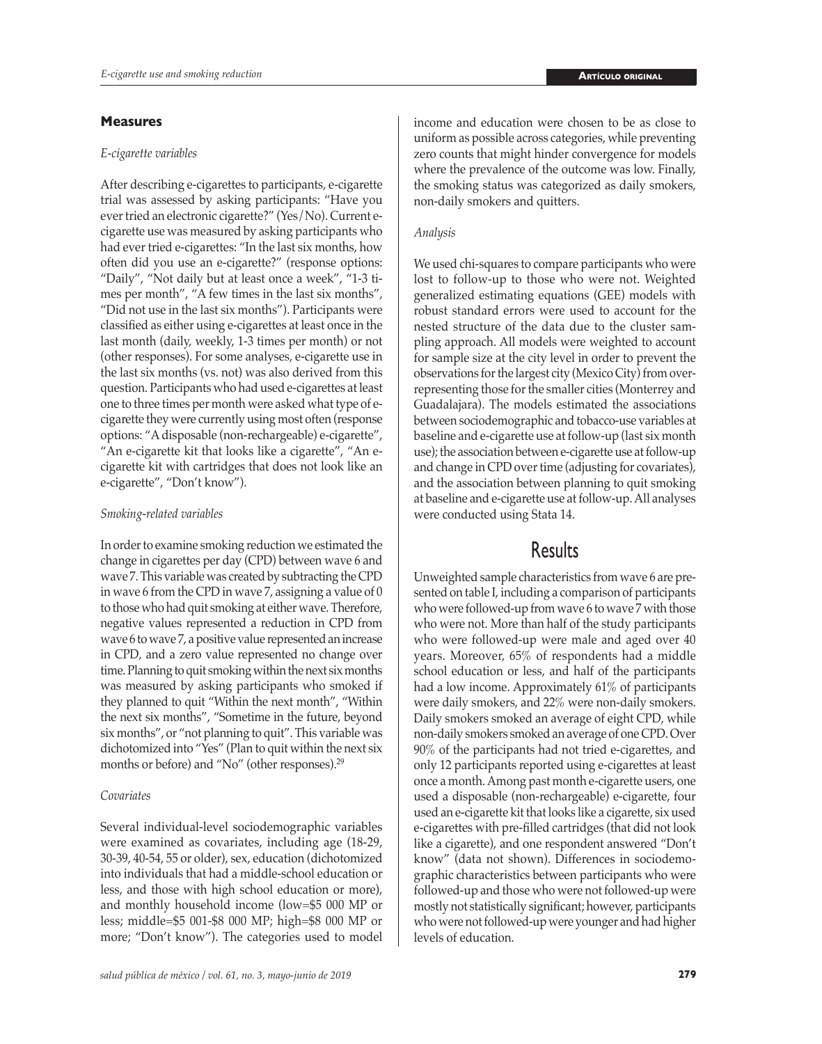## Measures

*E-cigarette variables*

After describing e-cigarettes to participants, e-cigarette trial was assessed by asking participants: "Have you ever tried an electronic cigarette?" (Yes/No). Current e-cigarette use was measured by asking participants who had ever tried e-cigarettes: "In the last six months, how often did you use an e-cigarette?" (response options: "Daily", "Not daily but at least once a week", "1-3 times per month", "A few times in the last six months", "Did not use in the last six months"). Participants were classified as either using e-cigarettes at least once in the last month (daily, weekly, 1-3 times per month) or not (other responses). For some analyses, e-cigarette use in the last six months (vs. not) was also derived from this question. Participants who had used e-cigarettes at least one to three times per month were asked what type of e-cigarette they were currently using most often (response options: "A disposable (non-rechargeable) e-cigarette", "An e-cigarette kit that looks like a cigarette", "An e-cigarette kit with cartridges that does not look like an e-cigarette", "Don't know").

*Smoking-related variables*

In order to examine smoking reduction we estimated the change in cigarettes per day (CPD) between wave 6 and wave 7. This variable was created by subtracting the CPD in wave 6 from the CPD in wave 7, assigning a value of 0 to those who had quit smoking at either wave. Therefore, negative values represented a reduction in CPD from wave 6 to wave 7, a positive value represented an increase in CPD, and a zero value represented no change over time. Planning to quit smoking within the next six months was measured by asking participants who smoked if they planned to quit "Within the next month", "Within the next six months", "Sometime in the future, beyond six months", or "not planning to quit". This variable was dichotomized into "Yes" (Plan to quit within the next six months or before) and "No" (other responses).[29]

*Covariates*

Several individual-level sociodemographic variables were examined as covariates, including age (18-29, 30-39, 40-54, 55 or older), sex, education (dichotomized into individuals that had a middle-school education or less, and those with high school education or more), and monthly household income (low=$5 000 MP or less; middle=$5 001-$8 000 MP; high=$8 000 MP or more; "Don't know"). The categories used to model income and education were chosen to be as close to uniform as possible across categories, while preventing zero counts that might hinder convergence for models where the prevalence of the outcome was low. Finally, the smoking status was categorized as daily smokers, non-daily smokers and quitters.

*Analysis*

We used chi-squares to compare participants who were lost to follow-up to those who were not. Weighted generalized estimating equations (GEE) models with robust standard errors were used to account for the nested structure of the data due to the cluster sampling approach. All models were weighted to account for sample size at the city level in order to prevent the observations for the largest city (Mexico City) from over-representing those for the smaller cities (Monterrey and Guadalajara). The models estimated the associations between sociodemographic and tobacco-use variables at baseline and e-cigarette use at follow-up (last six month use); the association between e-cigarette use at follow-up and change in CPD over time (adjusting for covariates), and the association between planning to quit smoking at baseline and e-cigarette use at follow-up. All analyses were conducted using Stata 14.

# Results

Unweighted sample characteristics from wave 6 are presented on table I, including a comparison of participants who were followed-up from wave 6 to wave 7 with those who were not. More than half of the study participants who were followed-up were male and aged over 40 years. Moreover, 65% of respondents had a middle school education or less, and half of the participants had a low income. Approximately 61% of participants were daily smokers, and 22% were non-daily smokers. Daily smokers smoked an average of eight CPD, while non-daily smokers smoked an average of one CPD. Over 90% of the participants had not tried e-cigarettes, and only 12 participants reported using e-cigarettes at least once a month. Among past month e-cigarette users, one used a disposable (non-rechargeable) e-cigarette, four used an e-cigarette kit that looks like a cigarette, six used e-cigarettes with pre-filled cartridges (that did not look like a cigarette), and one respondent answered "Don't know" (data not shown). Differences in sociodemographic characteristics between participants who were followed-up and those who were not followed-up were mostly not statistically significant; however, participants who were not followed-up were younger and had higher levels of education.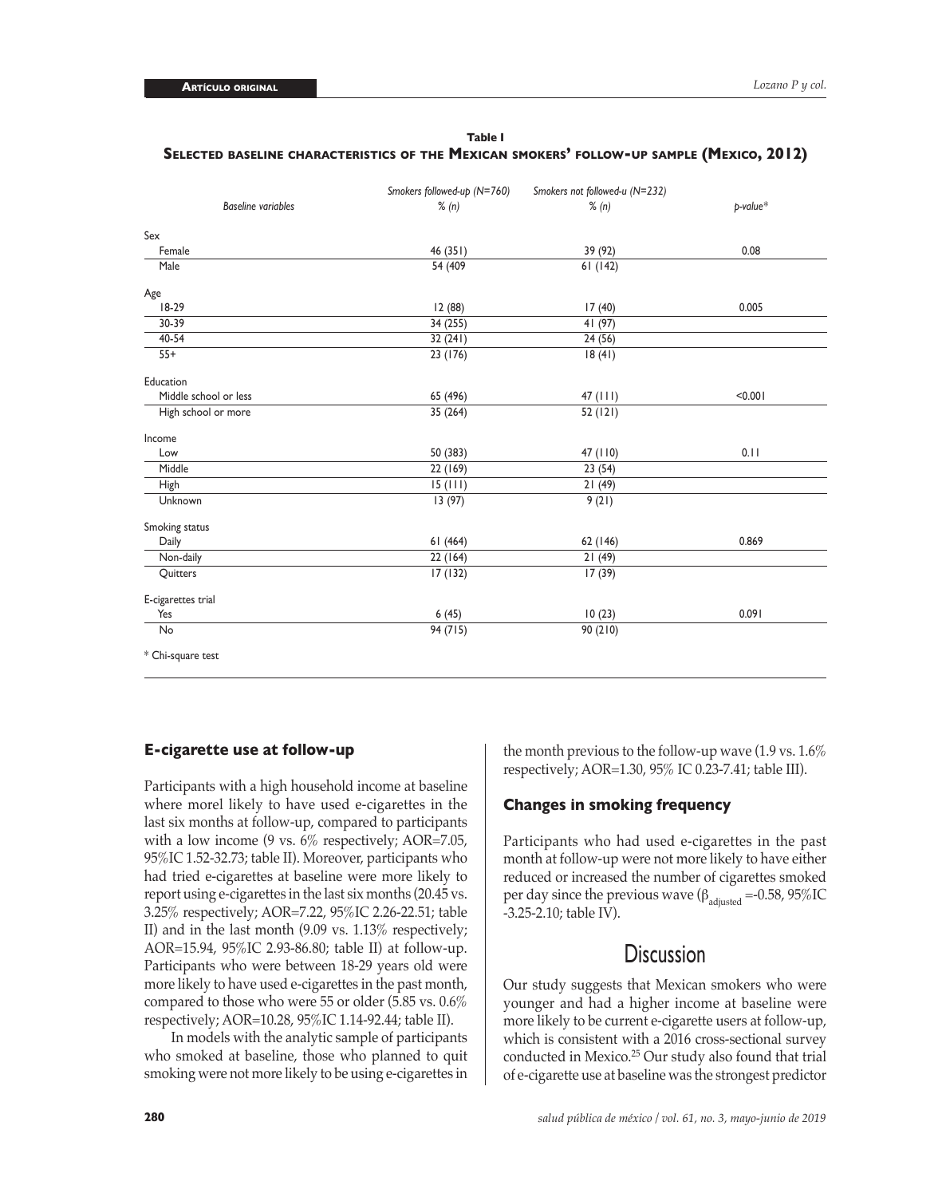**Table I**
**Selected baseline characteristics of the Mexican smokers' follow-up sample (Mexico, 2012)**

| Baseline variables | Smokers followed-up (N=760) % (n) | Smokers not followed-u (N=232) % (n) | p-value* |
|---|---|---|---|
| Sex | | | |
| Female | 46 (351) | 39 (92) | 0.08 |
| Male | 54 (409 | 61 (142) | |
| Age | | | |
| 18-29 | 12 (88) | 17 (40) | 0.005 |
| 30-39 | 34 (255) | 41 (97) | |
| 40-54 | 32 (241) | 24 (56) | |
| 55+ | 23 (176) | 18 (41) | |
| Education | | | |
| Middle school or less | 65 (496) | 47 (111) | <0.001 |
| High school or more | 35 (264) | 52 (121) | |
| Income | | | |
| Low | 50 (383) | 47 (110) | 0.11 |
| Middle | 22 (169) | 23 (54) | |
| High | 15 (111) | 21 (49) | |
| Unknown | 13 (97) | 9 (21) | |
| Smoking status | | | |
| Daily | 61 (464) | 62 (146) | 0.869 |
| Non-daily | 22 (164) | 21 (49) | |
| Quitters | 17 (132) | 17 (39) | |
| E-cigarettes trial | | | |
| Yes | 6 (45) | 10 (23) | 0.091 |
| No | 94 (715) | 90 (210) | |

\* Chi-square test

### E-cigarette use at follow-up

Participants with a high household income at baseline where morel likely to have used e-cigarettes in the last six months at follow-up, compared to participants with a low income (9 vs. 6% respectively; AOR=7.05, 95%IC 1.52-32.73; table II). Moreover, participants who had tried e-cigarettes at baseline were more likely to report using e-cigarettes in the last six months (20.45 vs. 3.25% respectively; AOR=7.22, 95%IC 2.26-22.51; table II) and in the last month (9.09 vs. 1.13% respectively; AOR=15.94, 95%IC 2.93-86.80; table II) at follow-up. Participants who were between 18-29 years old were more likely to have used e-cigarettes in the past month, compared to those who were 55 or older (5.85 vs. 0.6% respectively; AOR=10.28, 95%IC 1.14-92.44; table II).

In models with the analytic sample of participants who smoked at baseline, those who planned to quit smoking were not more likely to be using e-cigarettes in the month previous to the follow-up wave (1.9 vs. 1.6% respectively; AOR=1.30, 95% IC 0.23-7.41; table III).

### Changes in smoking frequency

Participants who had used e-cigarettes in the past month at follow-up were not more likely to have either reduced or increased the number of cigarettes smoked per day since the previous wave ($\beta_{adjusted}$ =-0.58, 95%IC -3.25-2.10; table IV).

## Discussion

Our study suggests that Mexican smokers who were younger and had a higher income at baseline were more likely to be current e-cigarette users at follow-up, which is consistent with a 2016 cross-sectional survey conducted in Mexico.[25] Our study also found that trial of e-cigarette use at baseline was the strongest predictor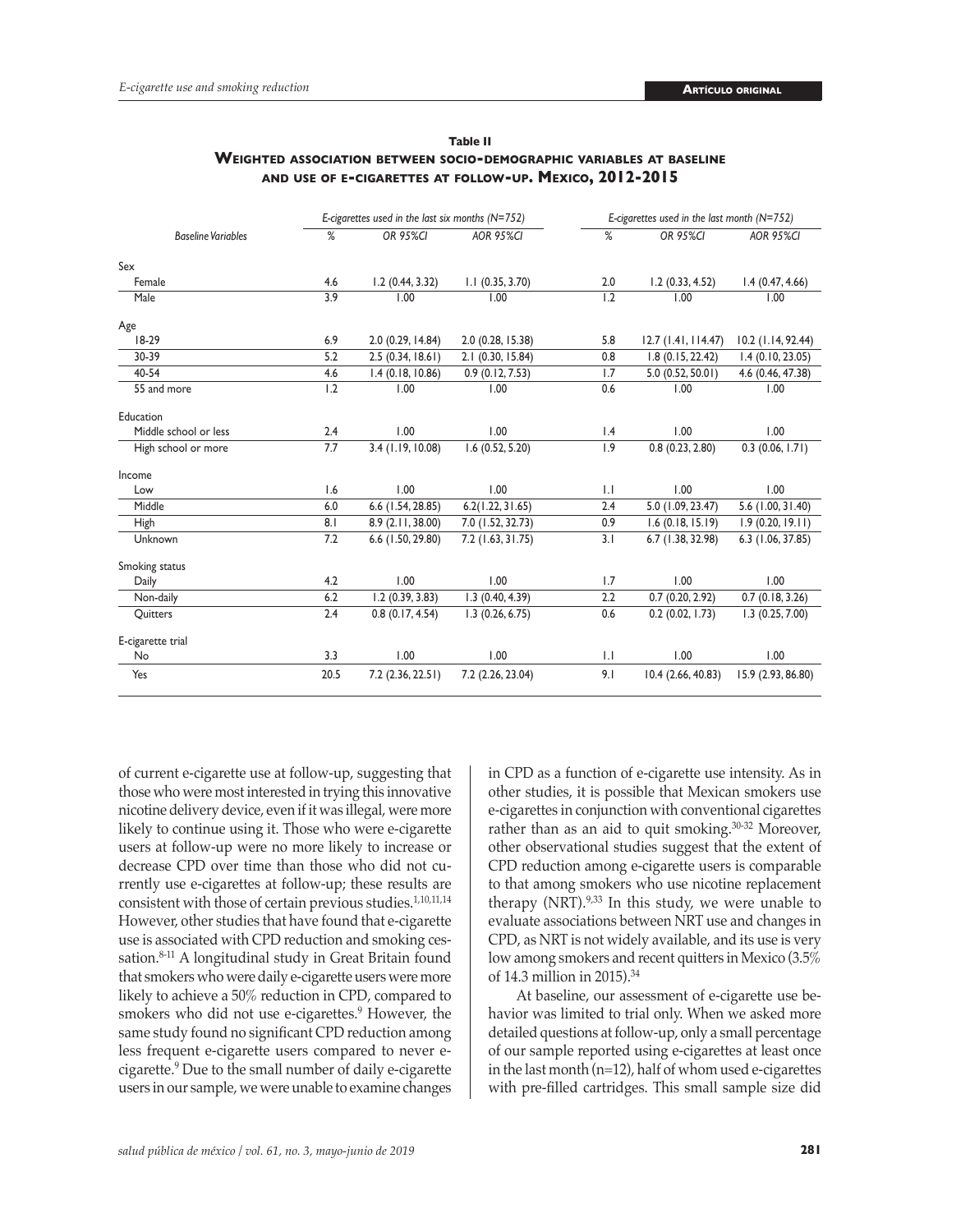**Table II**
**Weighted association between socio-demographic variables at baseline and use of e-cigarettes at follow-up. Mexico, 2012-2015**

| | *E-cigarettes used in the last six months (N=752)* | | | *E-cigarettes used in the last month (N=752)* | | |
|---|---|---|---|---|---|---|
| *Baseline Variables* | *%* | *OR 95%CI* | *AOR 95%CI* | *%* | *OR 95%CI* | *AOR 95%CI* |
| Sex | | | | | | |
| Female | 4.6 | 1.2 (0.44, 3.32) | 1.1 (0.35, 3.70) | 2.0 | 1.2 (0.33, 4.52) | 1.4 (0.47, 4.66) |
| Male | 3.9 | 1.00 | 1.00 | 1.2 | 1.00 | 1.00 |
| Age | | | | | | |
| 18-29 | 6.9 | 2.0 (0.29, 14.84) | 2.0 (0.28, 15.38) | 5.8 | 12.7 (1.41, 114.47) | 10.2 (1.14, 92.44) |
| 30-39 | 5.2 | 2.5 (0.34, 18.61) | 2.1 (0.30, 15.84) | 0.8 | 1.8 (0.15, 22.42) | 1.4 (0.10, 23.05) |
| 40-54 | 4.6 | 1.4 (0.18, 10.86) | 0.9 (0.12, 7.53) | 1.7 | 5.0 (0.52, 50.01) | 4.6 (0.46, 47.38) |
| 55 and more | 1.2 | 1.00 | 1.00 | 0.6 | 1.00 | 1.00 |
| Education | | | | | | |
| Middle school or less | 2.4 | 1.00 | 1.00 | 1.4 | 1.00 | 1.00 |
| High school or more | 7.7 | 3.4 (1.19, 10.08) | 1.6 (0.52, 5.20) | 1.9 | 0.8 (0.23, 2.80) | 0.3 (0.06, 1.71) |
| Income | | | | | | |
| Low | 1.6 | 1.00 | 1.00 | 1.1 | 1.00 | 1.00 |
| Middle | 6.0 | 6.6 (1.54, 28.85) | 6.2(1.22, 31.65) | 2.4 | 5.0 (1.09, 23.47) | 5.6 (1.00, 31.40) |
| High | 8.1 | 8.9 (2.11, 38.00) | 7.0 (1.52, 32.73) | 0.9 | 1.6 (0.18, 15.19) | 1.9 (0.20, 19.11) |
| Unknown | 7.2 | 6.6 (1.50, 29.80) | 7.2 (1.63, 31.75) | 3.1 | 6.7 (1.38, 32.98) | 6.3 (1.06, 37.85) |
| Smoking status | | | | | | |
| Daily | 4.2 | 1.00 | 1.00 | 1.7 | 1.00 | 1.00 |
| Non-daily | 6.2 | 1.2 (0.39, 3.83) | 1.3 (0.40, 4.39) | 2.2 | 0.7 (0.20, 2.92) | 0.7 (0.18, 3.26) |
| Quitters | 2.4 | 0.8 (0.17, 4.54) | 1.3 (0.26, 6.75) | 0.6 | 0.2 (0.02, 1.73) | 1.3 (0.25, 7.00) |
| E-cigarette trial | | | | | | |
| No | 3.3 | 1.00 | 1.00 | 1.1 | 1.00 | 1.00 |
| Yes | 20.5 | 7.2 (2.36, 22.51) | 7.2 (2.26, 23.04) | 9.1 | 10.4 (2.66, 40.83) | 15.9 (2.93, 86.80) |

of current e-cigarette use at follow-up, suggesting that those who were most interested in trying this innovative nicotine delivery device, even if it was illegal, were more likely to continue using it. Those who were e-cigarette users at follow-up were no more likely to increase or decrease CPD over time than those who did not currently use e-cigarettes at follow-up; these results are consistent with those of certain previous studies.[1,10,11,14] However, other studies that have found that e-cigarette use is associated with CPD reduction and smoking cessation.[8-11] A longitudinal study in Great Britain found that smokers who were daily e-cigarette users were more likely to achieve a 50% reduction in CPD, compared to smokers who did not use e-cigarettes.[9] However, the same study found no significant CPD reduction among less frequent e-cigarette users compared to never e-cigarette.[9] Due to the small number of daily e-cigarette users in our sample, we were unable to examine changes in CPD as a function of e-cigarette use intensity. As in other studies, it is possible that Mexican smokers use e-cigarettes in conjunction with conventional cigarettes rather than as an aid to quit smoking.[30-32] Moreover, other observational studies suggest that the extent of CPD reduction among e-cigarette users is comparable to that among smokers who use nicotine replacement therapy (NRT).[9,33] In this study, we were unable to evaluate associations between NRT use and changes in CPD, as NRT is not widely available, and its use is very low among smokers and recent quitters in Mexico (3.5% of 14.3 million in 2015).[34]

At baseline, our assessment of e-cigarette use behavior was limited to trial only. When we asked more detailed questions at follow-up, only a small percentage of our sample reported using e-cigarettes at least once in the last month (n=12), half of whom used e-cigarettes with pre-filled cartridges. This small sample size did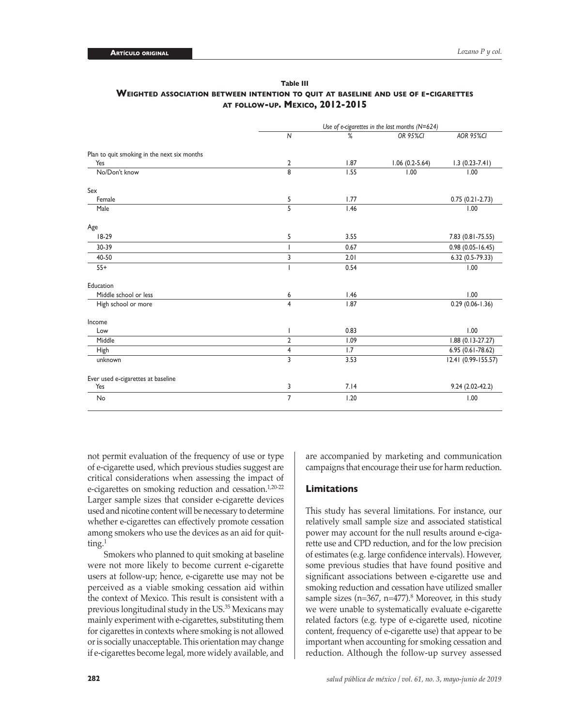**Table III**
**Weighted association between intention to quit at baseline and use of e-cigarettes at follow-up. Mexico, 2012-2015**

| | *Use of e-cigarettes in the last months (N=624)* | | | |
|---|---|---|---|---|
| | *N* | *%* | *OR 95%CI* | *AOR 95%CI* |
| Plan to quit smoking in the next six months | | | | |
| Yes | 2 | 1.87 | 1.06 (0.2-5.64) | 1.3 (0.23-7.41) |
| No/Don't know | 8 | 1.55 | 1.00 | 1.00 |
| Sex | | | | |
| Female | 5 | 1.77 | | 0.75 (0.21-2.73) |
| Male | 5 | 1.46 | | 1.00 |
| Age | | | | |
| 18-29 | 5 | 3.55 | | 7.83 (0.81-75.55) |
| 30-39 | 1 | 0.67 | | 0.98 (0.05-16.45) |
| 40-50 | 3 | 2.01 | | 6.32 (0.5-79.33) |
| 55+ | 1 | 0.54 | | 1.00 |
| Education | | | | |
| Middle school or less | 6 | 1.46 | | 1.00 |
| High school or more | 4 | 1.87 | | 0.29 (0.06-1.36) |
| Income | | | | |
| Low | 1 | 0.83 | | 1.00 |
| Middle | 2 | 1.09 | | 1.88 (0.13-27.27) |
| High | 4 | 1.7 | | 6.95 (0.61-78.62) |
| unknown | 3 | 3.53 | | 12.41 (0.99-155.57) |
| Ever used e-cigarettes at baseline | | | | |
| Yes | 3 | 7.14 | | 9.24 (2.02-42.2) |
| No | 7 | 1.20 | | 1.00 |

not permit evaluation of the frequency of use or type of e-cigarette used, which previous studies suggest are critical considerations when assessing the impact of e-cigarettes on smoking reduction and cessation.[1,20-22] Larger sample sizes that consider e-cigarette devices used and nicotine content will be necessary to determine whether e-cigarettes can effectively promote cessation among smokers who use the devices as an aid for quitting.[1]

Smokers who planned to quit smoking at baseline were not more likely to become current e-cigarette users at follow-up; hence, e-cigarette use may not be perceived as a viable smoking cessation aid within the context of Mexico. This result is consistent with a previous longitudinal study in the US.[35] Mexicans may mainly experiment with e-cigarettes, substituting them for cigarettes in contexts where smoking is not allowed or is socially unacceptable. This orientation may change if e-cigarettes become legal, more widely available, and are accompanied by marketing and communication campaigns that encourage their use for harm reduction.

## Limitations

This study has several limitations. For instance, our relatively small sample size and associated statistical power may account for the null results around e-cigarette use and CPD reduction, and for the low precision of estimates (e.g. large confidence intervals). However, some previous studies that have found positive and significant associations between e-cigarette use and smoking reduction and cessation have utilized smaller sample sizes (n=367, n=477).[8] Moreover, in this study we were unable to systematically evaluate e-cigarette related factors (e.g. type of e-cigarette used, nicotine content, frequency of e-cigarette use) that appear to be important when accounting for smoking cessation and reduction. Although the follow-up survey assessed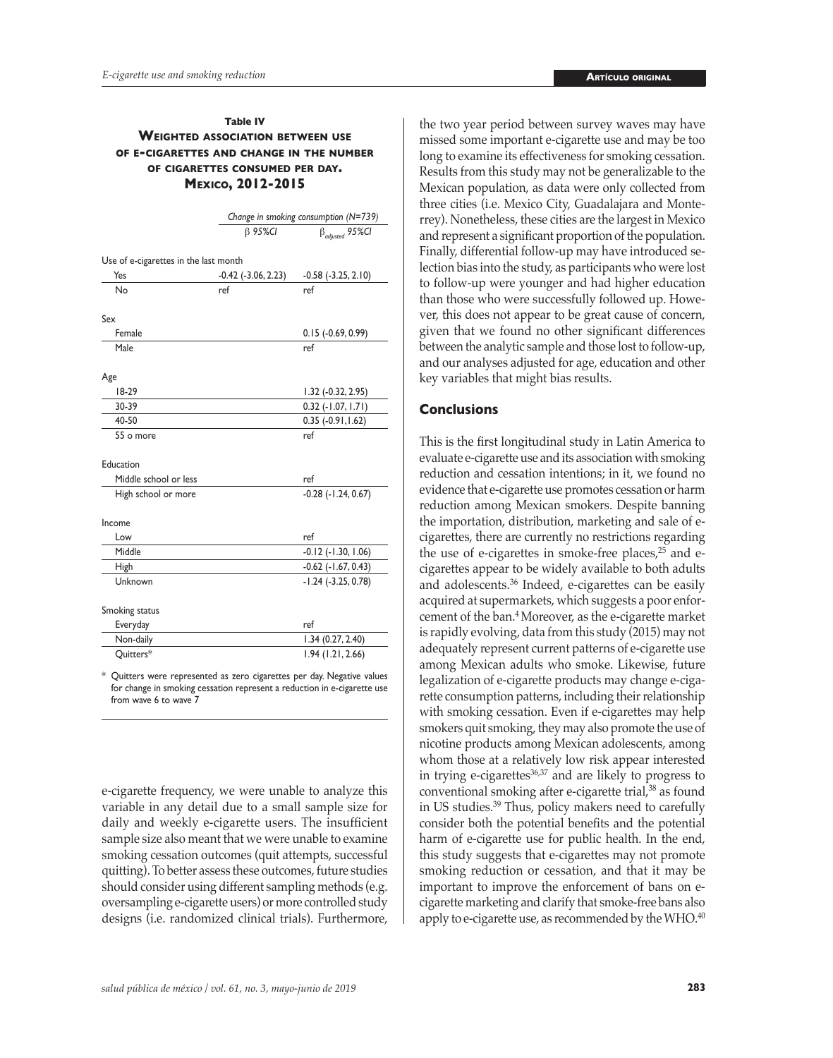**Table IV**

**Weighted association between use of e-cigarettes and change in the number of cigarettes consumed per day. Mexico, 2012-2015**

| | Change in smoking consumption (N=739) | |
|---|---|---|
| | β 95%CI | $\beta_{adjusted}$ 95%CI |
| Use of e-cigarettes in the last month | | |
| Yes | -0.42 (-3.06, 2.23) | -0.58 (-3.25, 2.10) |
| No | ref | ref |
| Sex | | |
| Female | | 0.15 (-0.69, 0.99) |
| Male | | ref |
| Age | | |
| 18-29 | | 1.32 (-0.32, 2.95) |
| 30-39 | | 0.32 (-1.07, 1.71) |
| 40-50 | | 0.35 (-0.91, 1.62) |
| 55 o more | | ref |
| Education | | |
| Middle school or less | | ref |
| High school or more | | -0.28 (-1.24, 0.67) |
| Income | | |
| Low | | ref |
| Middle | | -0.12 (-1.30, 1.06) |
| High | | -0.62 (-1.67, 0.43) |
| Unknown | | -1.24 (-3.25, 0.78) |
| Smoking status | | |
| Everyday | | ref |
| Non-daily | | 1.34 (0.27, 2.40) |
| Quitters* | | 1.94 (1.21, 2.66) |

\* Quitters were represented as zero cigarettes per day. Negative values for change in smoking cessation represent a reduction in e-cigarette use from wave 6 to wave 7

e-cigarette frequency, we were unable to analyze this variable in any detail due to a small sample size for daily and weekly e-cigarette users. The insufficient sample size also meant that we were unable to examine smoking cessation outcomes (quit attempts, successful quitting). To better assess these outcomes, future studies should consider using different sampling methods (e.g. oversampling e-cigarette users) or more controlled study designs (i.e. randomized clinical trials). Furthermore, the two year period between survey waves may have missed some important e-cigarette use and may be too long to examine its effectiveness for smoking cessation. Results from this study may not be generalizable to the Mexican population, as data were only collected from three cities (i.e. Mexico City, Guadalajara and Monterrey). Nonetheless, these cities are the largest in Mexico and represent a significant proportion of the population. Finally, differential follow-up may have introduced selection bias into the study, as participants who were lost to follow-up were younger and had higher education than those who were successfully followed up. However, this does not appear to be great cause of concern, given that we found no other significant differences between the analytic sample and those lost to follow-up, and our analyses adjusted for age, education and other key variables that might bias results.

## Conclusions

This is the first longitudinal study in Latin America to evaluate e-cigarette use and its association with smoking reduction and cessation intentions; in it, we found no evidence that e-cigarette use promotes cessation or harm reduction among Mexican smokers. Despite banning the importation, distribution, marketing and sale of e-cigarettes, there are currently no restrictions regarding the use of e-cigarettes in smoke-free places,[25] and e-cigarettes appear to be widely available to both adults and adolescents.[36] Indeed, e-cigarettes can be easily acquired at supermarkets, which suggests a poor enforcement of the ban.[4] Moreover, as the e-cigarette market is rapidly evolving, data from this study (2015) may not adequately represent current patterns of e-cigarette use among Mexican adults who smoke. Likewise, future legalization of e-cigarette products may change e-cigarette consumption patterns, including their relationship with smoking cessation. Even if e-cigarettes may help smokers quit smoking, they may also promote the use of nicotine products among Mexican adolescents, among whom those at a relatively low risk appear interested in trying e-cigarettes[36,37] and are likely to progress to conventional smoking after e-cigarette trial,[38] as found in US studies.[39] Thus, policy makers need to carefully consider both the potential benefits and the potential harm of e-cigarette use for public health. In the end, this study suggests that e-cigarettes may not promote smoking reduction or cessation, and that it may be important to improve the enforcement of bans on e-cigarette marketing and clarify that smoke-free bans also apply to e-cigarette use, as recommended by the WHO.[40]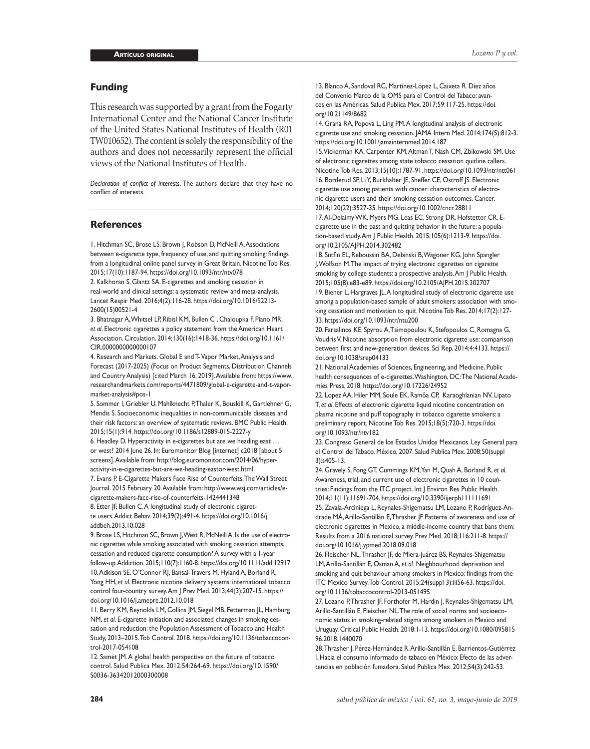## Funding

This research was supported by a grant from the Fogarty International Center and the National Cancer Institute of the United States National Institutes of Health (R01 TW010652). The content is solely the responsibility of the authors and does not necessarily represent the official views of the National Institutes of Health.

*Declaration of conflict of interests*. The authors declare that they have no conflict of interests.

## References

1. Hitchman SC, Brose LS, Brown J, Robson D, McNeill A. Associations between e-cigarette type, frequency of use, and quitting smoking: findings from a longitudinal online panel survey in Great Britain. Nicotine Tob Res. 2015;17(10):1187-94. https://doi.org/10.1093/ntr/ntv078
2. Kalkhoran S, Glantz SA. E-cigarettes and smoking cessation in real-world and clinical settings: a systematic review and meta-analysis. Lancet Respir Med. 2016;4(2):116-28. https://doi.org/10.1016/S2213-2600(15)00521-4
3. Bhatnagar A, Whitsel LP, Ribisl KM, Bullen C , Chaloupka F, Piano MR, *et al*. Electronic cigarettes a policy statement from the American Heart Association. Circulation. 2014;130(16):1418-36. https://doi.org/10.1161/CIR.0000000000000107
4. Research and Markets. Global E and T- Vapor Market, Analysis and Forecast (2017-2025) (Focus on Product Segments, Distribution Channels and Country Analysis) [cited March 16, 2019]. Available from: https://www.researchandmarkets.com/reports/4471809/global-e-cigarette-and-t-vapor-market-analysis#pos-1
5. Sommer I, Griebler U, Mahlknecht P, Thaler K, Bouskill K, Gartlehner G, Mendis S. Socioeconomic inequalities in non-communicable diseases and their risk factors: an overview of systematic reviews. BMC Public Health. 2015;15(1):914. https://doi.org/10.1186/s12889-015-2227-y
6. Headley D. Hyperactivity in e-cigarettes but are we heading east … or west? 2014 June 26. In: Euromonitor Blog [internet] c2018 [about 5 screens]. Available from: http://blog.euromonitor.com/2014/06/hyper-activity-in-e-cigarettes-but-are-we-heading-eastor-west.html
7. Evans P. E-Cigarette Makers Face Rise of Counterfeits. The Wall Street Journal. 2015 February 20. Available from: http://www.wsj.com/articles/e-cigarette-makers-face-rise-of-counterfeits-1424441348
8. Etter JF, Bullen C. A longitudinal study of electronic cigarette users. Addict Behav. 2014;39(2):491-4. https://doi.org/10.1016/j.addbeh.2013.10.028
9. Brose LS, Hitchman SC, Brown J, West R, McNeill A. Is the use of electronic cigarettes while smoking associated with smoking cessation attempts, cessation and reduced cigarette consumption? A survey with a 1-year follow-up. Addiction. 2015;110(7):1160-8. https://doi.org/10.1111/add.12917
10. Adkison SE, O'Connor RJ, Bansal-Travers M, Hyland A, Borland R, Yong HH, *et al*. Electronic nicotine delivery systems: international tobacco control four-country survey. Am J Prev Med. 2013;44(3):207-15. https://doi.org/10.1016/j.amepre.2012.10.018
11. Berry KM, Reynolds LM, Collins JM, Siegel MB, Fetterman JL, Hamburg NM, *et al*. E-cigarette initiation and associated changes in smoking cessation and reduction: the Population Assessment of Tobacco and Health Study, 2013–2015. Tob Control. 2018. https://doi.org/10.1136/tobaccocontrol-2017-054108
12. Samet JM. A global health perspective on the future of tobacco control. Salud Publica Mex. 2012;54:264-69. https://doi.org/10.1590/S0036-36342012000300008
13. Blanco A, Sandoval RC, Martínez-López L, Caixeta R. Diez años del Convenio Marco de la OMS para el Control del Tabaco: avances en las Américas. Salud Publica Mex. 2017;59:117-25. https://doi.org/10.21149/8682
14. Grana RA, Popova L, Ling PM. A longitudinal analysis of electronic cigarette use and smoking cessation. JAMA Intern Med. 2014;174(5):812-3. https://doi.org/10.1001/jamainternmed.2014.187
15. Vickerman KA, Carpenter KM, Altman T, Nash CM, Zbikowski SM. Use of electronic cigarettes among state tobacco cessation quitline callers. Nicotine Tob Res. 2013;15(10):1787-91. https://doi.org/10.1093/ntr/ntt061
16. Borderud SP, Li Y, Burkhalter JE, Sheffer CE, Ostroff JS. Electronic cigarette use among patients with cancer: characteristics of electronic cigarette users and their smoking cessation outcomes. Cancer. 2014;120(22):3527-35. https://doi.org/10.1002/cncr.28811
17. Al-Delaimy WK, Myers MG, Leas EC, Strong DR, Hofstetter CR. E-cigarette use in the past and quitting behavior in the future: a population-based study. Am J Public Health. 2015;105(6):1213-9. https://doi.org/10.2105/AJPH.2014.302482
18. Sutfin EL, Reboussin BA, Debinski B, Wagoner KG, John Spangler J, Wolfson M. The impact of trying electronic cigarettes on cigarette smoking by college students: a prospective analysis. Am J Public Health. 2015;105(8):e83-e89. https://doi.org/10.2105/AJPH.2015.302707
19. Biener L, Hargraves JL. A longitudinal study of electronic cigarette use among a population-based sample of adult smokers: association with smoking cessation and motivation to quit. Nicotine Tob Res. 2014;17(2):127-33. https://doi.org/10.1093/ntr/ntu200
20. Farsalinos KE, Spyrou A, Tsimopoulou K, Stefopoulos C, Romagna G, Voudris V. Nicotine absorption from electronic cigarette use: comparison between first and new-generation devices. Sci Rep. 2014;4:4133. https://doi.org/10.1038/srep04133
21. National Academies of Sciences, Engineering, and Medicine. Public health consequences of e-cigarettes. Washington, DC: The National Academies Press, 2018. https://doi.org/10.17226/24952
22. Lopez AA, Hiler MM, Soule EK, Ramôa CP, Karaoghlanian NV, Lipato T, *et al*. Effects of electronic cigarette liquid nicotine concentration on plasma nicotine and puff topography in tobacco cigarette smokers: a preliminary report. Nicotine Tob Res. 2015;18(5):720-3. https://doi.org/10.1093/ntr/ntv182
23. Congreso General de los Estados Unidos Mexicanos. Ley General para el Control del Tabaco. México, 2007. Salud Publica Mex. 2008;50(suppl 3):s405-13.
24. Gravely S, Fong GT, Cummings KM, Yan M, Quah A, Borland R, *et al.* Awareness, trial, and current use of electronic cigarettes in 10 countries: Findings from the ITC project. Int J Environ Res Public Health. 2014;11(11):11691-704. https://doi.org/10.3390/ijerph111111691
25. Zavala-Arciniega L, Reynales-Shigematsu LM, Lozano P, Rodríguez-Andrade MÁ, Arillo-Santillán E, Thrasher JF. Patterns of awareness and use of electronic cigarettes in Mexico, a middle-income country that bans them: Results from a 2016 national survey. Prev Med. 2018;116:211-8. https://doi.org/10.1016/j.ypmed.2018.09.018
26. Fleischer NL, Thrasher JF, de Miera-Juárez BS, Reynales-Shigematsu LM, Arillo-Santillán E, Osman A, *et al.* Neighbourhood deprivation and smoking and quit behaviour among smokers in Mexico: findings from the ITC Mexico Survey. Tob Control. 2015;24(suppl 3):iii56-63. https://doi.org/10.1136/tobaccocontrol-2013-051495
27. Lozano P, Thrasher JF, Forthofer M, Hardin J, Reynales-Shigematsu LM, Arillo-Santillán E, Fleischer NL. The role of social norms and socioeconomic status in smoking-related stigma among smokers in Mexico and Uruguay. Critical Public Health. 2018:1-13. https://doi.org/10.1080/09581596.2018.1440070
28. Thrasher J, Pérez-Hernández R, Arillo-Santillán E, Barrientos-Gutiérrez I. Hacia el consumo informado de tabaco en México: Efecto de las advertencias en población fumadora. Salud Publica Mex. 2012;54(3):242-53.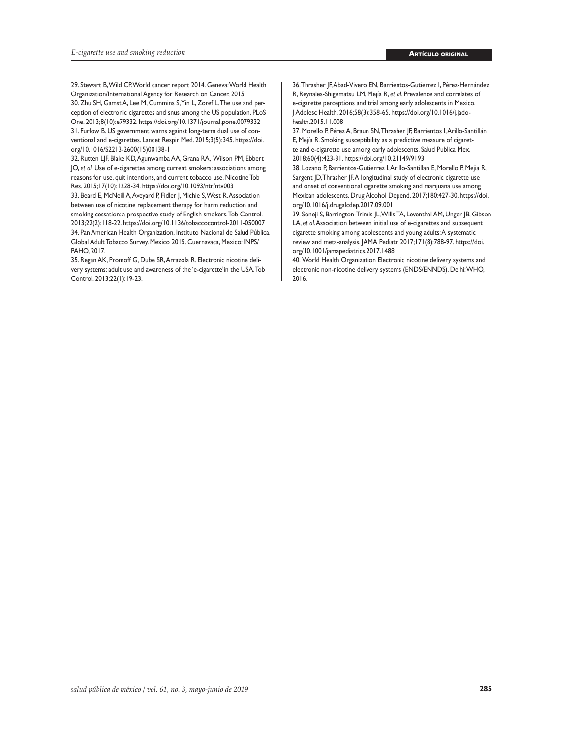29. Stewart B, Wild CP. World cancer report 2014. Geneva: World Health Organization/International Agency for Research on Cancer, 2015.

30. Zhu SH, Gamst A, Lee M, Cummins S, Yin L, Zoref L. The use and perception of electronic cigarettes and snus among the US population. PLoS One. 2013;8(10):e79332. https://doi.org/10.1371/journal.pone.0079332

31. Furlow B. US government warns against long-term dual use of conventional and e-cigarettes. Lancet Respir Med. 2015;3(5):345. https://doi.org/10.1016/S2213-2600(15)00138-1

32. Rutten LJF, Blake KD, Agunwamba AA, Grana RA, Wilson PM, Ebbert JO, *et al.* Use of e-cigarettes among current smokers: associations among reasons for use, quit intentions, and current tobacco use. Nicotine Tob Res. 2015;17(10):1228-34. https://doi.org/10.1093/ntr/ntv003

33. Beard E, McNeill A, Aveyard P, Fidler J, Michie S, West R. Association between use of nicotine replacement therapy for harm reduction and smoking cessation: a prospective study of English smokers. Tob Control. 2013;22(2):118-22. https://doi.org/10.1136/tobaccocontrol-2011-050007

34. Pan American Health Organization, Instituto Nacional de Salud Pública. Global Adult Tobacco Survey. Mexico 2015. Cuernavaca, Mexico: INPS/PAHO, 2017.

35. Regan AK, Promoff G, Dube SR, Arrazola R. Electronic nicotine delivery systems: adult use and awareness of the 'e-cigarette' in the USA. Tob Control. 2013;22(1):19-23.

36. Thrasher JF, Abad-Vivero EN, Barrientos-Gutíerrez I, Pérez-Hernández R, Reynales-Shigematsu LM, Mejía R, *et al*. Prevalence and correlates of e-cigarette perceptions and trial among early adolescents in Mexico. J Adolesc Health. 2016;58(3):358-65. https://doi.org/10.1016/j.jadohealth.2015.11.008

37. Morello P, Pérez A, Braun SN, Thrasher JF, Barrientos I, Arillo-Santillán E, Mejía R. Smoking susceptibility as a predictive measure of cigarette and e-cigarette use among early adolescents. Salud Publica Mex. 2018;60(4):423-31. https://doi.org/10.21149/9193

38. Lozano P, Barrientos-Gutierrez I, Arillo-Santillan E, Morello P, Mejia R, Sargent JD, Thrasher JF. A longitudinal study of electronic cigarette use and onset of conventional cigarette smoking and marijuana use among Mexican adolescents. Drug Alcohol Depend. 2017;180:427-30. https://doi.org/10.1016/j.drugalcdep.2017.09.001

39. Soneji S, Barrington-Trimis JL, Wills TA, Leventhal AM, Unger JB, Gibson LA, *et al.* Association between initial use of e-cigarettes and subsequent cigarette smoking among adolescents and young adults: A systematic review and meta-analysis. JAMA Pediatr. 2017;171(8):788-97. https://doi.org/10.1001/jamapediatrics.2017.1488

40. World Health Organization Electronic nicotine delivery systems and electronic non-nicotine delivery systems (ENDS/ENNDS). Delhi: WHO, 2016.